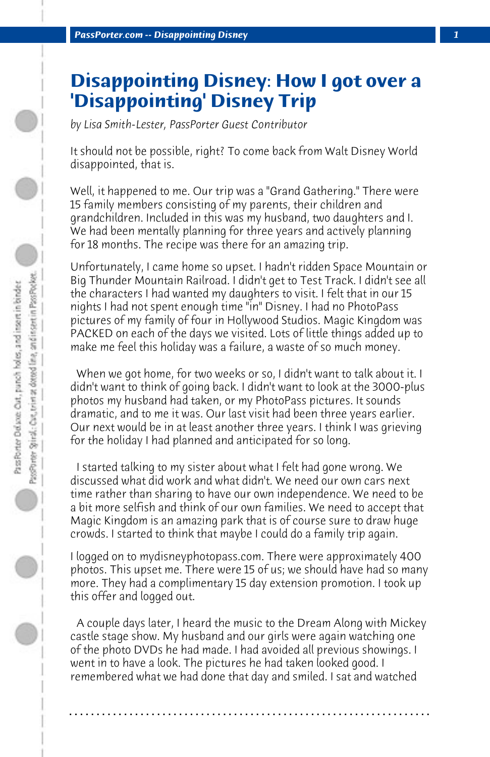# Disappointing Disney: How I got over a 'Disappointing' Disney Trip

*by Lisa Smith-Lester, PassPorter Guest Contributor*

It should not be possible, right? To come back from Walt Disney World disappointed, that is.

Well, it happened to me. Our trip was a "Grand Gathering." There were 15 family members consisting of my parents, their children and grandchildren. Included in this was my husband, two daughters and I. We had been mentally planning for three years and actively planning for 18 months. The recipe was there for an amazing trip.

Unfortunately, I came home so upset. I hadn't ridden Space Mountain or Big Thunder Mountain Railroad. I didn't get to Test Track. I didn't see all the characters I had wanted my daughters to visit. I felt that in our 15 nights I had not spent enough time "in" Disney. I had no PhotoPass pictures of my family of four in Hollywood Studios. Magic Kingdom was PACKED on each of the days we visited. Lots of little things added up to make me feel this holiday was a failure, a waste of so much money.

When we got home, for two weeks or so, I didn't want to talk about it. I didn't want to think of going back. I didn't want to look at the 3000-plus photos my husband had taken, or my PhotoPass pictures. It sounds dramatic, and to me it was. Our last visit had been three years earlier. Our next would be in at least another three years. I think I was grieving for the holiday I had planned and anticipated for so long.

I started talking to my sister about what I felt had gone wrong. We discussed what did work and what didn't. We need our own cars next time rather than sharing to have our own independence. We need to be a bit more selfish and think of our own families. We need to accept that Magic Kingdom is an amazing park that is of course sure to draw huge crowds. I started to think that maybe I could do a family trip again.

I logged on to mydisneyphotopass.com. There were approximately 400 photos. This upset me. There were 15 of us; we should have had so many more. They had a complimentary 15 day extension promotion. I took up this offer and logged out.

A couple days later, I heard the music to the Dream Along with Mickey castle stage show. My husband and our girls were again watching one of the photo DVDs he had made. I had avoided all previous showings. I went in to have a look. The pictures he had taken looked good. I remembered what we had done that day and smiled. I sat and watched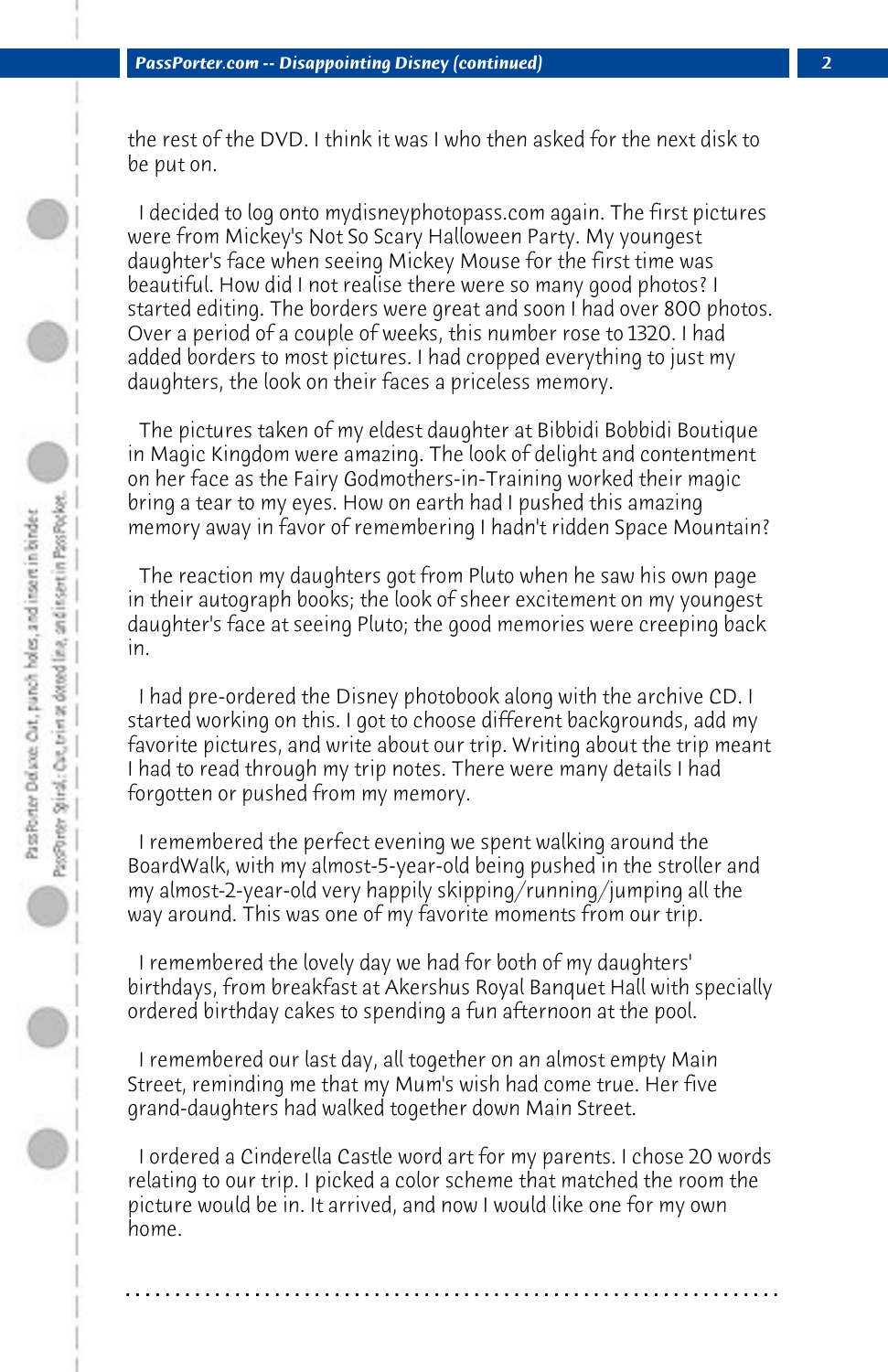the rest of the DVD. I think it was I who then asked for the next disk to be put on.

I decided to log onto mydisneyphotopass.com again. The first pictures were from Mickey's Not So Scary Halloween Party. My youngest daughter's face when seeing Mickey Mouse for the first time was beautiful. How did I not realise there were so many good photos? I started editing. The borders were great and soon I had over 800 photos. Over a period of a couple of weeks, this number rose to 1320. I had added borders to most pictures. I had cropped everything to just my daughters, the look on their faces a priceless memory.

The pictures taken of my eldest daughter at Bibbidi Bobbidi Boutique in Magic Kingdom were amazing. The look of delight and contentment on her face as the Fairy Godmothers-in-Training worked their magic bring a tear to my eyes. How on earth had I pushed this amazing memory away in favor of remembering I hadn't ridden Space Mountain?

The reaction my daughters got from Pluto when he saw his own page in their autograph books; the look of sheer excitement on my youngest daughter's face at seeing Pluto; the good memories were creeping back in.

I had pre-ordered the Disney photobook along with the archive CD. I started working on this. I got to choose different backgrounds, add my favorite pictures, and write about our trip. Writing about the trip meant I had to read through my trip notes. There were many details I had forgotten or pushed from my memory.

I remembered the perfect evening we spent walking around the BoardWalk, with my almost-5-year-old being pushed in the stroller and my almost-2-year-old very happily skipping/running/jumping all the way around. This was one of my favorite moments from our trip.

I remembered the lovely day we had for both of my daughters' birthdays, from breakfast at Akershus Royal Banquet Hall with specially ordered birthday cakes to spending a fun afternoon at the pool.

I remembered our last day, all together on an almost empty Main Street, reminding me that my Mum's wish had come true. Her five grand-daughters had walked together down Main Street.

I ordered a Cinderella Castle word art for my parents. I chose 20 words relating to our trip. I picked a color scheme that matched the room the picture would be in. It arrived, and now I would like one for my own home.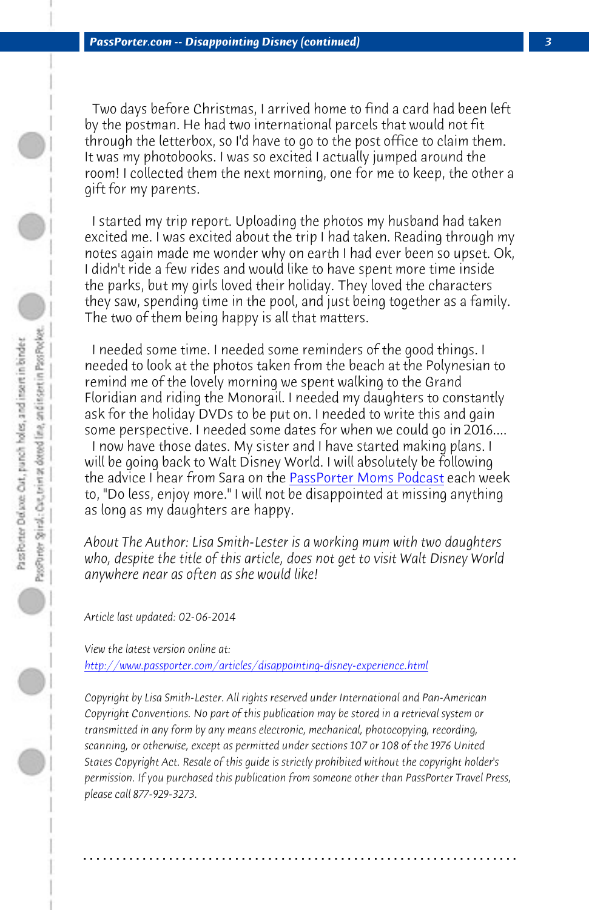Two days before Christmas, I arrived home to find a card had been left by the postman. He had two international parcels that would not fit through the letterbox, so I'd have to go to the post office to claim them. It was my photobooks. I was so excited I actually jumped around the room! I collected them the next morning, one for me to keep, the other a gift for my parents.

I started my trip report. Uploading the photos my husband had taken excited me. I was excited about the trip I had taken. Reading through my notes again made me wonder why on earth I had ever been so upset. Ok, I didn't ride a few rides and would like to have spent more time inside the parks, but my girls loved their holiday. They loved the characters they saw, spending time in the pool, and just being together as a family. The two of them being happy is all that matters.

I needed some time. I needed some reminders of the good things. I needed to look at the photos taken from the beach at the Polynesian to remind me of the lovely morning we spent walking to the Grand Floridian and riding the Monorail. I needed my daughters to constantly ask for the holiday DVDs to be put on. I needed to write this and gain some perspective. I needed some dates for when we could go in 2016....

I now have those dates. My sister and I have started making plans. I will be going back to Walt Disney World. I will absolutely be following the advice I hear from Sara on the PassPorter Moms Podcast each week to, "Do less, enjoy more." I will not be disappointed at missing anything as long as my daughters are happy.

*About The Author: Lisa Smith-Lester is a working mum with two daughters who, despite the title of this article, does not get to visit Walt Disney World anywhere near as often as she would like!*

*Article last updated: 02-06-2014*

*View the latest version online at:*
*http://www.passporter.com/articles/disappointing-disney-experience.html*

*Copyright by Lisa Smith-Lester. All rights reserved under International and Pan-American Copyright Conventions. No part of this publication may be stored in a retrieval system or transmitted in any form by any means electronic, mechanical, photocopying, recording, scanning, or otherwise, except as permitted under sections 107 or 108 of the 1976 United States Copyright Act. Resale of this guide is strictly prohibited without the copyright holder's permission. If you purchased this publication from someone other than PassPorter Travel Press, please call 877-929-3273.*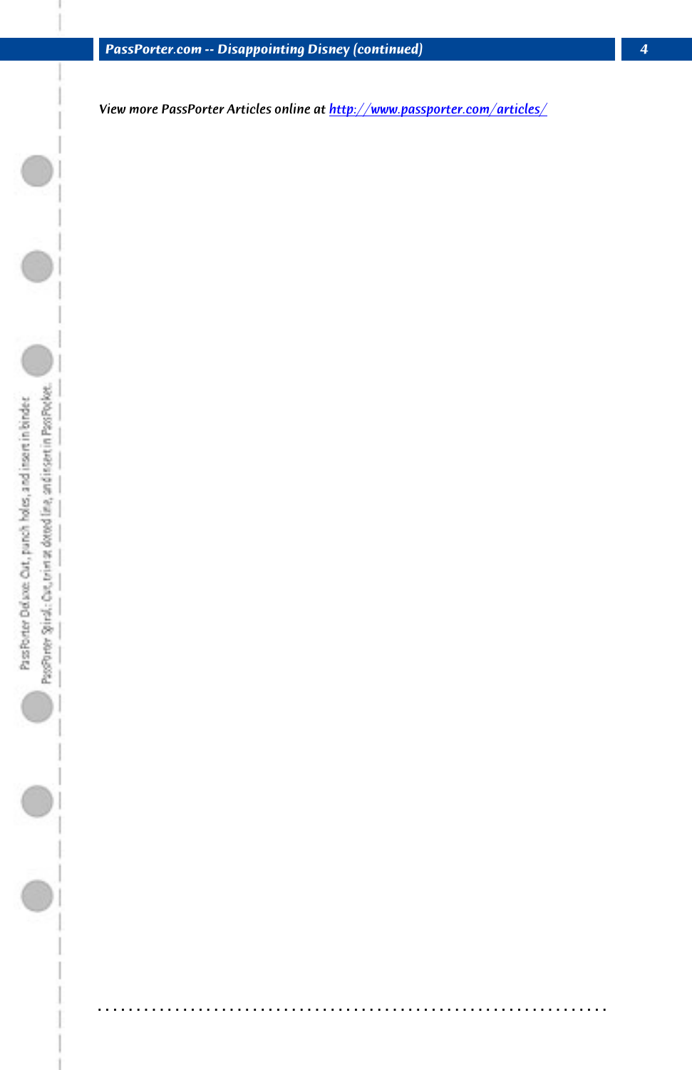*View more PassPorter Articles online at [http://www.passporter.com/articles/](http://www.passporter.com/articles/)*